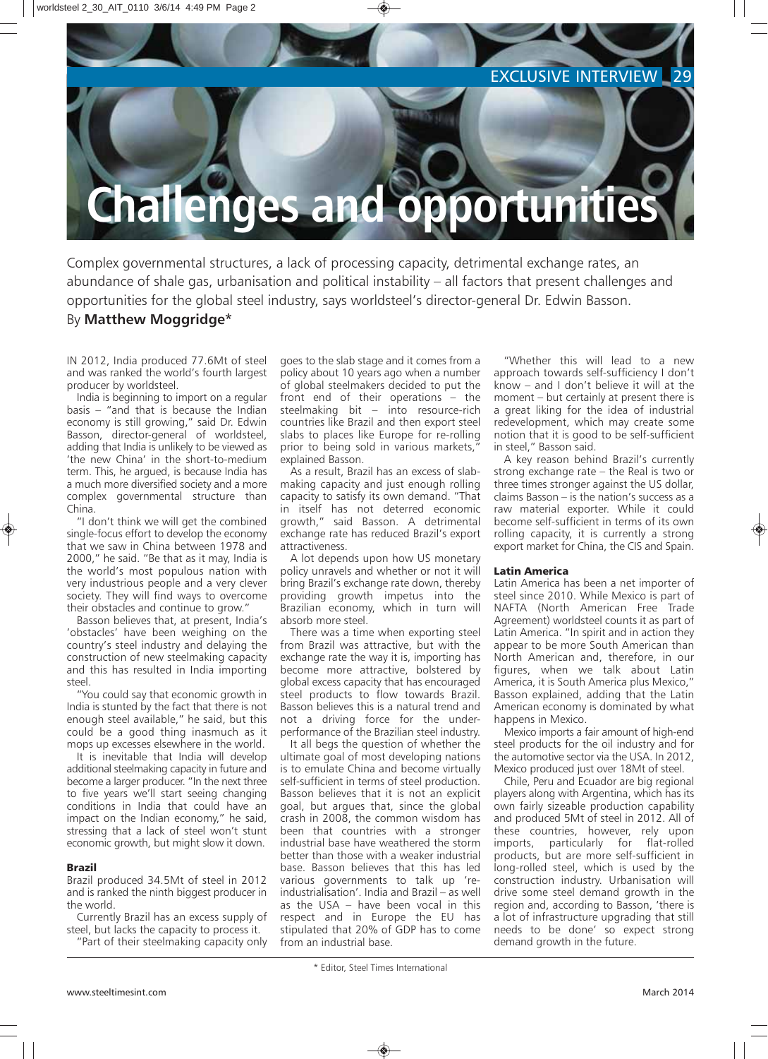# Challenges and opportunities

Complex governmental structures, a lack of processing capacity, detrimental exchange rates, an abundance of shale gas, urbanisation and political instability – all factors that present challenges and opportunities for the global steel industry, says worldsteel's director-general Dr. Edwin Basson.

By **Matthew Moggridge***

IN 2012, India produced 77.6Mt of steel and was ranked the world's fourth largest producer by worldsteel.

India is beginning to import on a regular basis – "and that is because the Indian economy is still growing," said Dr. Edwin Basson, director-general of worldsteel, adding that India is unlikely to be viewed as 'the new China' in the short-to-medium term. This, he argued, is because India has a much more diversified society and a more complex governmental structure than China.

"I don't think we will get the combined single-focus effort to develop the economy that we saw in China between 1978 and 2000," he said. "Be that as it may, India is the world's most populous nation with very industrious people and a very clever society. They will find ways to overcome their obstacles and continue to grow."

Basson believes that, at present, India's 'obstacles' have been weighing on the country's steel industry and delaying the construction of new steelmaking capacity and this has resulted in India importing steel.

"You could say that economic growth in India is stunted by the fact that there is not enough steel available," he said, but this could be a good thing inasmuch as it mops up excesses elsewhere in the world.

It is inevitable that India will develop additional steelmaking capacity in future and become a larger producer. "In the next three to five years we'll start seeing changing conditions in India that could have an impact on the Indian economy," he said, stressing that a lack of steel won't stunt economic growth, but might slow it down.

## Brazil

Brazil produced 34.5Mt of steel in 2012 and is ranked the ninth biggest producer in the world.

Currently Brazil has an excess supply of steel, but lacks the capacity to process it.

"Part of their steelmaking capacity only goes to the slab stage and it comes from a policy about 10 years ago when a number of global steelmakers decided to put the front end of their operations – the steelmaking bit – into resource-rich countries like Brazil and then export steel slabs to places like Europe for re-rolling prior to being sold in various markets," explained Basson.

As a result, Brazil has an excess of slab-making capacity and just enough rolling capacity to satisfy its own demand. "That in itself has not deterred economic growth," said Basson. A detrimental exchange rate has reduced Brazil's export attractiveness.

A lot depends upon how US monetary policy unravels and whether or not it will bring Brazil's exchange rate down, thereby providing growth impetus into the Brazilian economy, which in turn will absorb more steel.

There was a time when exporting steel from Brazil was attractive, but with the exchange rate the way it is, importing has become more attractive, bolstered by global excess capacity that has encouraged steel products to flow towards Brazil. Basson believes this is a natural trend and not a driving force for the under-performance of the Brazilian steel industry.

It all begs the question of whether the ultimate goal of most developing nations is to emulate China and become virtually self-sufficient in terms of steel production. Basson believes that it is not an explicit goal, but argues that, since the global crash in 2008, the common wisdom has been that countries with a stronger industrial base have weathered the storm better than those with a weaker industrial base. Basson believes that this has led various governments to talk up 're-industrialisation'. India and Brazil – as well as the USA – have been vocal in this respect and in Europe the EU has stipulated that 20% of GDP has to come from an industrial base.

"Whether this will lead to a new approach towards self-sufficiency I don't know – and I don't believe it will at the moment – but certainly at present there is a great liking for the idea of industrial redevelopment, which may create some notion that it is good to be self-sufficient in steel," Basson said.

A key reason behind Brazil's currently strong exchange rate – the Real is two or three times stronger against the US dollar, claims Basson – is the nation's success as a raw material exporter. While it could become self-sufficient in terms of its own rolling capacity, it is currently a strong export market for China, the CIS and Spain.

## Latin America

Latin America has been a net importer of steel since 2010. While Mexico is part of NAFTA (North American Free Trade Agreement) worldsteel counts it as part of Latin America. "In spirit and in action they appear to be more South American than North American and, therefore, in our figures, when we talk about Latin America, it is South America plus Mexico," Basson explained, adding that the Latin American economy is dominated by what happens in Mexico.

Mexico imports a fair amount of high-end steel products for the oil industry and for the automotive sector via the USA. In 2012, Mexico produced just over 18Mt of steel.

Chile, Peru and Ecuador are big regional players along with Argentina, which has its own fairly sizeable production capability and produced 5Mt of steel in 2012. All of these countries, however, rely upon imports, particularly for flat-rolled products, but are more self-sufficient in long-rolled steel, which is used by the construction industry. Urbanisation will drive some steel demand growth in the region and, according to Basson, 'there is a lot of infrastructure upgrading that still needs to be done' so expect strong demand growth in the future.

\* Editor, Steel Times International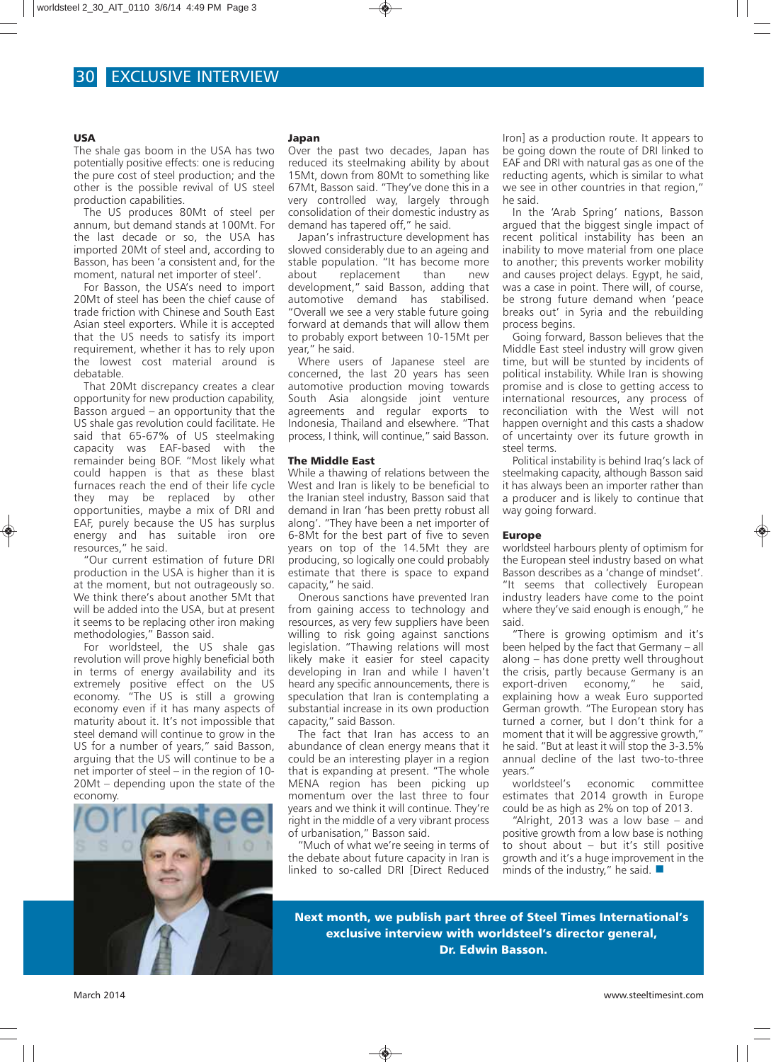## EXCLUSIVE INTERVIEW

### USA

The shale gas boom in the USA has two potentially positive effects: one is reducing the pure cost of steel production; and the other is the possible revival of US steel production capabilities.

The US produces 80Mt of steel per annum, but demand stands at 100Mt. For the last decade or so, the USA has imported 20Mt of steel and, according to Basson, has been 'a consistent and, for the moment, natural net importer of steel'.

For Basson, the USA's need to import 20Mt of steel has been the chief cause of trade friction with Chinese and South East Asian steel exporters. While it is accepted that the US needs to satisfy its import requirement, whether it has to rely upon the lowest cost material around is debatable.

That 20Mt discrepancy creates a clear opportunity for new production capability, Basson argued – an opportunity that the US shale gas revolution could facilitate. He said that 65-67% of US steelmaking capacity was EAF-based with the remainder being BOF. "Most likely what could happen is that as these blast furnaces reach the end of their life cycle they may be replaced by other opportunities, maybe a mix of DRI and EAF, purely because the US has surplus energy and has suitable iron ore resources," he said.

"Our current estimation of future DRI production in the USA is higher than it is at the moment, but not outrageously so. We think there's about another 5Mt that will be added into the USA, but at present it seems to be replacing other iron making methodologies," Basson said.

For worldsteel, the US shale gas revolution will prove highly beneficial both in terms of energy availability and its extremely positive effect on the US economy. "The US is still a growing economy even if it has many aspects of maturity about it. It's not impossible that steel demand will continue to grow in the US for a number of years," said Basson, arguing that the US will continue to be a net importer of steel – in the region of 10-20Mt – depending upon the state of the economy.

### Japan

Over the past two decades, Japan has reduced its steelmaking ability by about 15Mt, down from 80Mt to something like 67Mt, Basson said. "They've done this in a very controlled way, largely through consolidation of their domestic industry as demand has tapered off," he said.

Japan's infrastructure development has slowed considerably due to an ageing and stable population. "It has become more about replacement than new development," said Basson, adding that automotive demand has stabilised. "Overall we see a very stable future going forward at demands that will allow them to probably export between 10-15Mt per year," he said.

Where users of Japanese steel are concerned, the last 20 years has seen automotive production moving towards South Asia alongside joint venture agreements and regular exports to Indonesia, Thailand and elsewhere. "That process, I think, will continue," said Basson.

### The Middle East

While a thawing of relations between the West and Iran is likely to be beneficial to the Iranian steel industry, Basson said that demand in Iran 'has been pretty robust all along'. "They have been a net importer of 6-8Mt for the best part of five to seven years on top of the 14.5Mt they are producing, so logically one could probably estimate that there is space to expand capacity," he said.

Onerous sanctions have prevented Iran from gaining access to technology and resources, as very few suppliers have been willing to risk going against sanctions legislation. "Thawing relations will most likely make it easier for steel capacity developing in Iran and while I haven't heard any specific announcements, there is speculation that Iran is contemplating a substantial increase in its own production capacity," said Basson.

The fact that Iran has access to an abundance of clean energy means that it could be an interesting player in a region that is expanding at present. "The whole MENA region has been picking up momentum over the last three to four years and we think it will continue. They're right in the middle of a very vibrant process of urbanisation," Basson said.

"Much of what we're seeing in terms of the debate about future capacity in Iran is linked to so-called DRI [Direct Reduced Iron] as a production route. It appears to be going down the route of DRI linked to EAF and DRI with natural gas as one of the reducting agents, which is similar to what we see in other countries in that region," he said.

In the 'Arab Spring' nations, Basson argued that the biggest single impact of recent political instability has been an inability to move material from one place to another; this prevents worker mobility and causes project delays. Egypt, he said, was a case in point. There will, of course, be strong future demand when 'peace breaks out' in Syria and the rebuilding process begins.

Going forward, Basson believes that the Middle East steel industry will grow given time, but will be stunted by incidents of political instability. While Iran is showing promise and is close to getting access to international resources, any process of reconciliation with the West will not happen overnight and this casts a shadow of uncertainty over its future growth in steel terms.

Political instability is behind Iraq's lack of steelmaking capacity, although Basson said it has always been an importer rather than a producer and is likely to continue that way going forward.

### Europe

worldsteel harbours plenty of optimism for the European steel industry based on what Basson describes as a 'change of mindset'. "It seems that collectively European industry leaders have come to the point where they've said enough is enough," he said.

"There is growing optimism and it's been helped by the fact that Germany – all along – has done pretty well throughout the crisis, partly because Germany is an export-driven economy," he said, explaining how a weak Euro supported German growth. "The European story has turned a corner, but I don't think for a moment that it will be aggressive growth," he said. "But at least it will stop the 3-3.5% annual decline of the last two-to-three years."

worldsteel's economic committee estimates that 2014 growth in Europe could be as high as 2% on top of 2013.

"Alright, 2013 was a low base – and positive growth from a low base is nothing to shout about – but it's still positive growth and it's a huge improvement in the minds of the industry," he said. ■

**Next month, we publish part three of Steel Times International's exclusive interview with worldsteel's director general, Dr. Edwin Basson.**